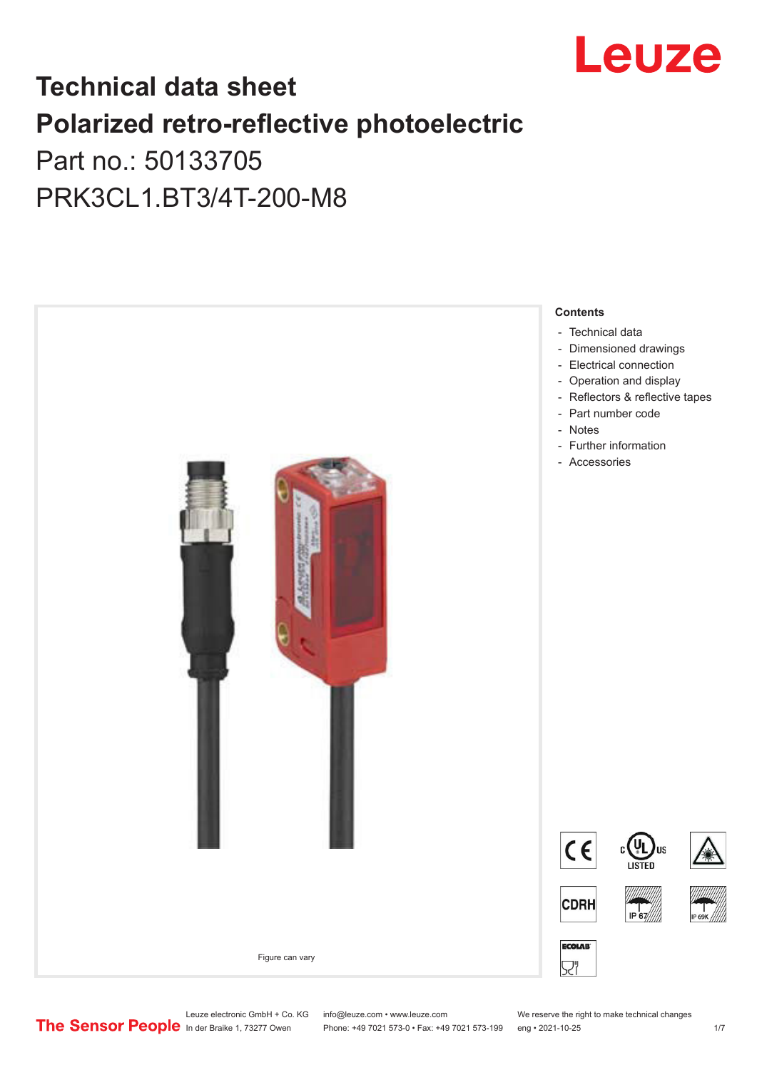# Technical data sheet

# Polarized retro-reflective photoelectric

Part no.: 50133705

PRK3CL1.BT3/4T-200-M8

Figure can vary

**Contents**

- Technical data
- Dimensioned drawings
- Electrical connection
- Operation and display
- Reflectors & reflective tapes
- Part number code
- Notes
- Further information
- Accessories

Leuze electronic GmbH + Co. KG
In der Braike 1, 73277 Owen

info@leuze.com • www.leuze.com
Phone: +49 7021 573-0 • Fax: +49 7021 573-199

We reserve the right to make technical changes
eng • 2021-10-25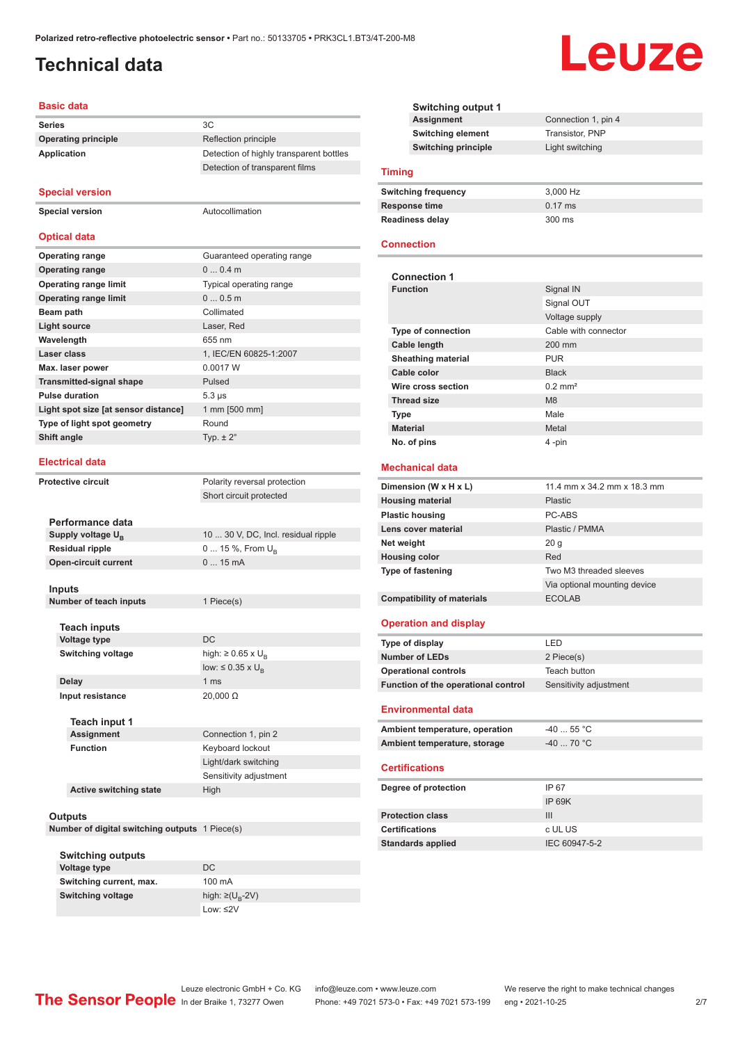# Technical data

## Basic data

| | |
|---|---|
| Series | 3C |
| Operating principle | Reflection principle |
| Application | Detection of highly transparent bottles |
| | Detection of transparent films |

## Special version

| | |
|---|---|
| Special version | Autocollimation |

## Optical data

| | |
|---|---|
| Operating range | Guaranteed operating range |
| Operating range | 0 ... 0.4 m |
| Operating range limit | Typical operating range |
| Operating range limit | 0 ... 0.5 m |
| Beam path | Collimated |
| Light source | Laser, Red |
| Wavelength | 655 nm |
| Laser class | 1, IEC/EN 60825-1:2007 |
| Max. laser power | 0.0017 W |
| Transmitted-signal shape | Pulsed |
| Pulse duration | 5.3 µs |
| Light spot size [at sensor distance] | 1 mm [500 mm] |
| Type of light spot geometry | Round |
| Shift angle | Typ. ± 2° |

## Electrical data

| | |
|---|---|
| Protective circuit | Polarity reversal protection |
| | Short circuit protected |

### Performance data

| | |
|---|---|
| Supply voltage $U_B$ | 10 ... 30 V, DC, Incl. residual ripple |
| Residual ripple | 0 ... 15 %, From $U_B$ |
| Open-circuit current | 0 ... 15 mA |

### Inputs

| | |
|---|---|
| Number of teach inputs | 1 Piece(s) |

#### Teach inputs

| | |
|---|---|
| Voltage type | DC |
| Switching voltage | high: ≥ 0.65 x $U_B$ |
| | low: ≤ 0.35 x $U_B$ |
| Delay | 1 ms |
| Input resistance | 20,000 Ω |

#### Teach input 1

| | |
|---|---|
| Assignment | Connection 1, pin 2 |
| Function | Keyboard lockout |
| | Light/dark switching |
| | Sensitivity adjustment |
| Active switching state | High |

### Outputs

| | |
|---|---|
| Number of digital switching outputs | 1 Piece(s) |

#### Switching outputs

| | |
|---|---|
| Voltage type | DC |
| Switching current, max. | 100 mA |
| Switching voltage | high: ≥($U_B$-2V) |
| | Low: ≤2V |

#### Switching output 1

| | |
|---|---|
| Assignment | Connection 1, pin 4 |
| Switching element | Transistor, PNP |
| Switching principle | Light switching |

## Timing

| | |
|---|---|
| Switching frequency | 3,000 Hz |
| Response time | 0.17 ms |
| Readiness delay | 300 ms |

## Connection

### Connection 1

| | |
|---|---|
| Function | Signal IN |
| | Signal OUT |
| | Voltage supply |
| Type of connection | Cable with connector |
| Cable length | 200 mm |
| Sheathing material | PUR |
| Cable color | Black |
| Wire cross section | 0.2 mm² |
| Thread size | M8 |
| Type | Male |
| Material | Metal |
| No. of pins | 4 -pin |

## Mechanical data

| | |
|---|---|
| Dimension (W x H x L) | 11.4 mm x 34.2 mm x 18.3 mm |
| Housing material | Plastic |
| Plastic housing | PC-ABS |
| Lens cover material | Plastic / PMMA |
| Net weight | 20 g |
| Housing color | Red |
| Type of fastening | Two M3 threaded sleeves |
| | Via optional mounting device |
| Compatibility of materials | ECOLAB |

## Operation and display

| | |
|---|---|
| Type of display | LED |
| Number of LEDs | 2 Piece(s) |
| Operational controls | Teach button |
| Function of the operational control | Sensitivity adjustment |

## Environmental data

| | |
|---|---|
| Ambient temperature, operation | -40 ... 55 °C |
| Ambient temperature, storage | -40 ... 70 °C |

## Certifications

| | |
|---|---|
| Degree of protection | IP 67 |
| | IP 69K |
| Protection class | III |
| Certifications | c UL US |
| Standards applied | IEC 60947-5-2 |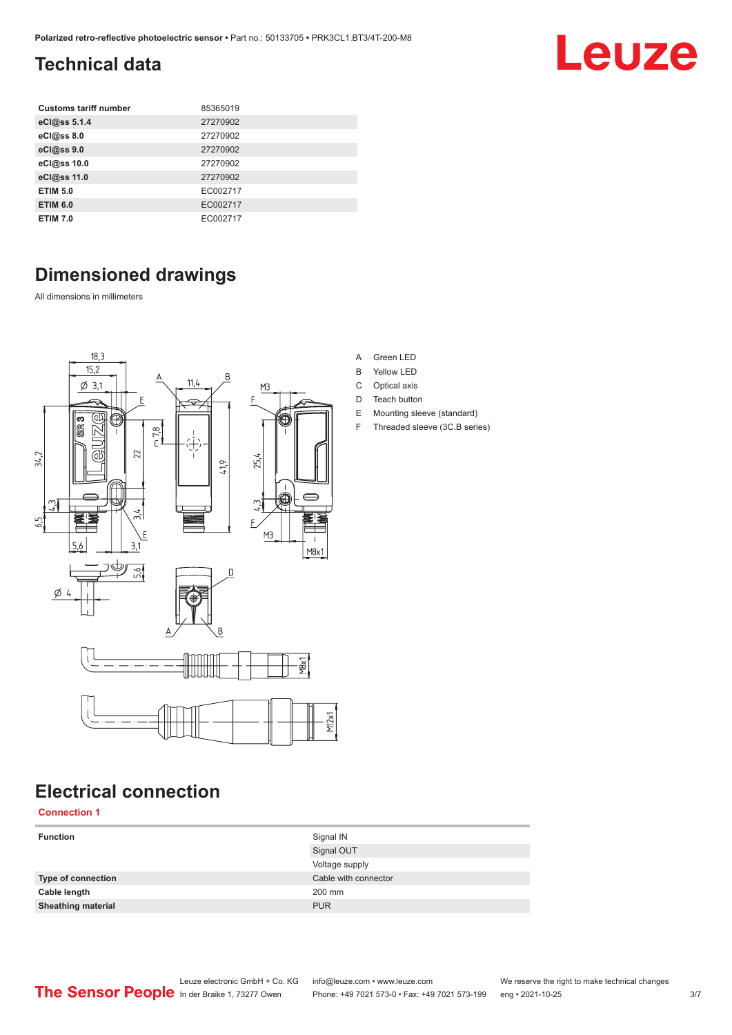## Technical data

| Customs tariff number | 85365019 |
|---|---|
| eCl@ss 5.1.4 | 27270902 |
| eCl@ss 8.0 | 27270902 |
| eCl@ss 9.0 | 27270902 |
| eCl@ss 10.0 | 27270902 |
| eCl@ss 11.0 | 27270902 |
| ETIM 5.0 | EC002717 |
| ETIM 6.0 | EC002717 |
| ETIM 7.0 | EC002717 |

## Dimensioned drawings

All dimensions in millimeters

A Green LED
B Yellow LED
C Optical axis
D Teach button
E Mounting sleeve (standard)
F Threaded sleeve (3C.B series)

## Electrical connection

**Connection 1**

| Function | Signal IN |
|---|---|
| | Signal OUT |
| | Voltage supply |
| Type of connection | Cable with connector |
| Cable length | 200 mm |
| Sheathing material | PUR |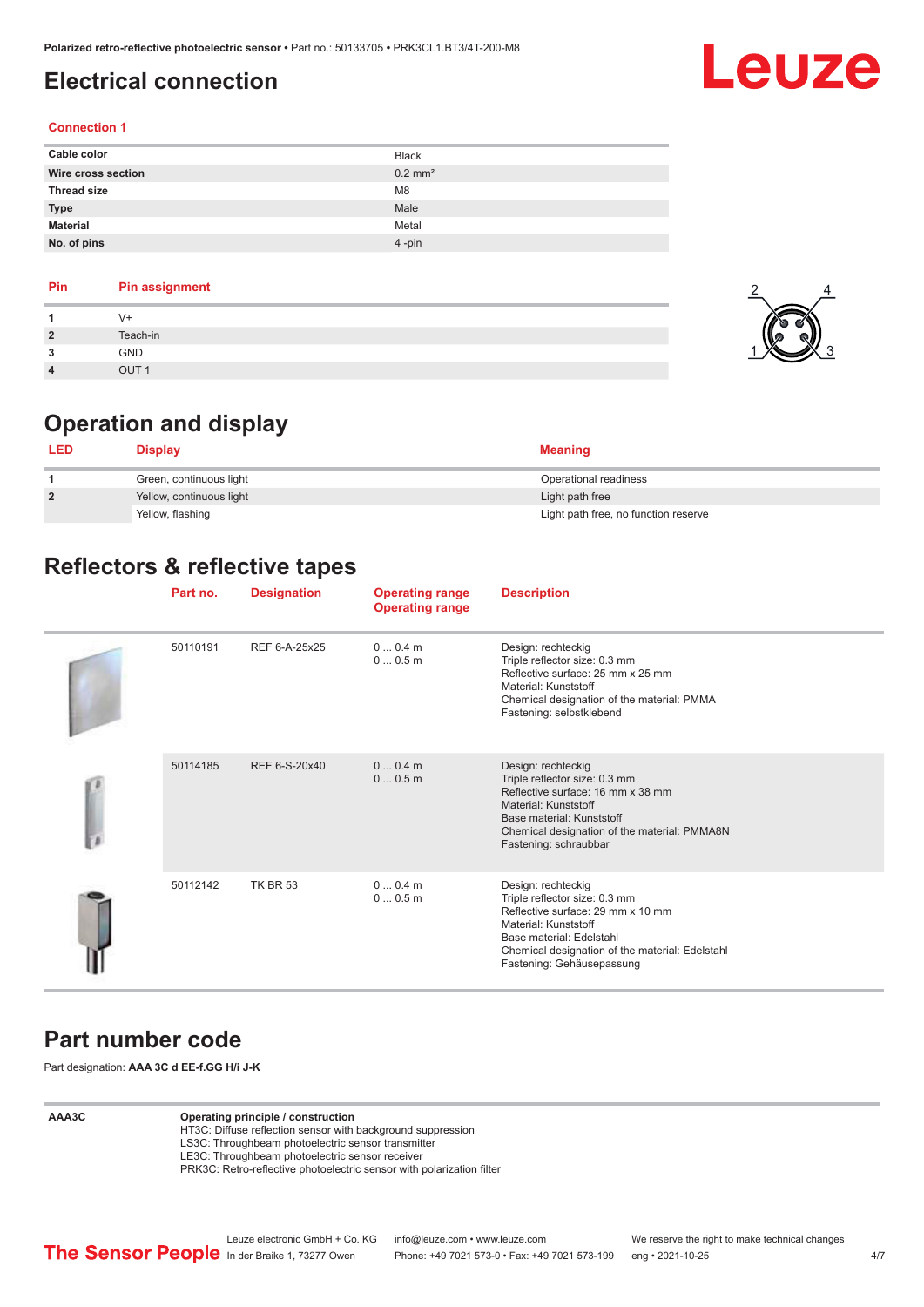# Electrical connection

## Connection 1

| | |
|---|---|
| Cable color | Black |
| Wire cross section | 0.2 mm² |
| Thread size | M8 |
| Type | Male |
| Material | Metal |
| No. of pins | 4 -pin |

| Pin | Pin assignment |
|---|---|
| 1 | V+ |
| 2 | Teach-in |
| 3 | GND |
| 4 | OUT 1 |

# Operation and display

| LED | Display | Meaning |
|---|---|---|
| 1 | Green, continuous light | Operational readiness |
| 2 | Yellow, continuous light | Light path free |
| | Yellow, flashing | Light path free, no function reserve |

# Reflectors & reflective tapes

| Part no. | Designation | Operating range<br>Operating range | Description |
|---|---|---|---|
| 50110191 | REF 6-A-25x25 | 0 ... 0.4 m<br>0 ... 0.5 m | Design: rechteckig<br>Triple reflector size: 0.3 mm<br>Reflective surface: 25 mm x 25 mm<br>Material: Kunststoff<br>Chemical designation of the material: PMMA<br>Fastening: selbstklebend |
| 50114185 | REF 6-S-20x40 | 0 ... 0.4 m<br>0 ... 0.5 m | Design: rechteckig<br>Triple reflector size: 0.3 mm<br>Reflective surface: 16 mm x 38 mm<br>Material: Kunststoff<br>Base material: Kunststoff<br>Chemical designation of the material: PMMA8N<br>Fastening: schraubbar |
| 50112142 | TK BR 53 | 0 ... 0.4 m<br>0 ... 0.5 m | Design: rechteckig<br>Triple reflector size: 0.3 mm<br>Reflective surface: 29 mm x 10 mm<br>Material: Kunststoff<br>Base material: Edelstahl<br>Chemical designation of the material: Edelstahl<br>Fastening: Gehäusepassung |

# Part number code

Part designation: **AAA 3C d EE-f.GG H/i J-K**

| | |
|---|---|
| AAA3C | **Operating principle / construction**<br>HT3C: Diffuse reflection sensor with background suppression<br>LS3C: Throughbeam photoelectric sensor transmitter<br>LE3C: Throughbeam photoelectric sensor receiver<br>PRK3C: Retro-reflective photoelectric sensor with polarization filter |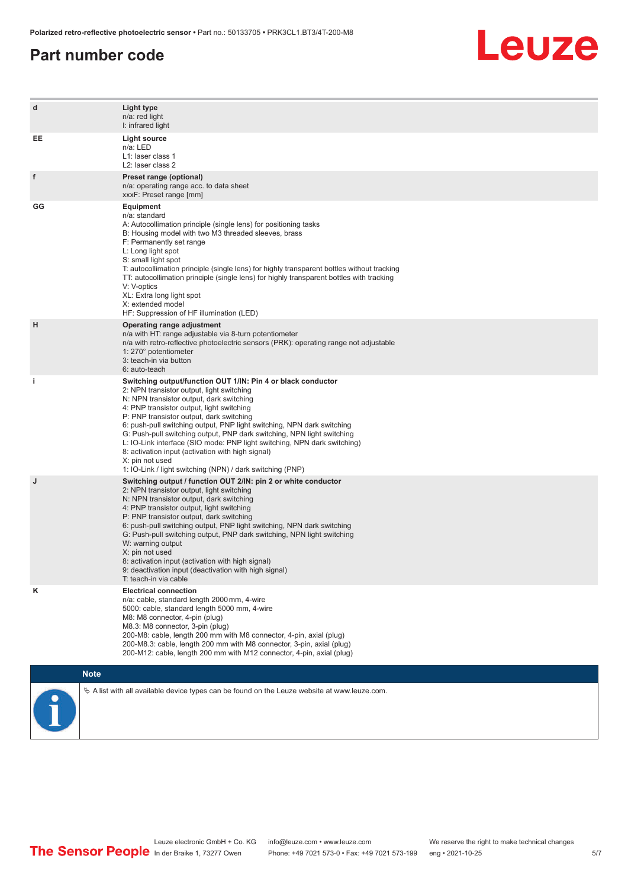## Part number code

| | |
|---|---|
| d | **Light type**<br>n/a: red light<br>I: infrared light |
| EE | **Light source**<br>n/a: LED<br>L1: laser class 1<br>L2: laser class 2 |
| f | **Preset range (optional)**<br>n/a: operating range acc. to data sheet<br>xxxF: Preset range [mm] |
| GG | **Equipment**<br>n/a: standard<br>A: Autocollimation principle (single lens) for positioning tasks<br>B: Housing model with two M3 threaded sleeves, brass<br>F: Permanently set range<br>L: Long light spot<br>S: small light spot<br>T: autocollimation principle (single lens) for highly transparent bottles without tracking<br>TT: autocollimation principle (single lens) for highly transparent bottles with tracking<br>V: V-optics<br>XL: Extra long light spot<br>X: extended model<br>HF: Suppression of HF illumination (LED) |
| H | **Operating range adjustment**<br>n/a with HT: range adjustable via 8-turn potentiometer<br>n/a with retro-reflective photoelectric sensors (PRK): operating range not adjustable<br>1: 270° potentiometer<br>3: teach-in via button<br>6: auto-teach |
| i | **Switching output/function OUT 1/IN: Pin 4 or black conductor**<br>2: NPN transistor output, light switching<br>N: NPN transistor output, dark switching<br>4: PNP transistor output, light switching<br>P: PNP transistor output, dark switching<br>6: push-pull switching output, PNP light switching, NPN dark switching<br>G: Push-pull switching output, PNP dark switching, NPN light switching<br>L: IO-Link interface (SIO mode: PNP light switching, NPN dark switching)<br>8: activation input (activation with high signal)<br>X: pin not used<br>1: IO-Link / light switching (NPN) / dark switching (PNP) |
| J | **Switching output / function OUT 2/IN: pin 2 or white conductor**<br>2: NPN transistor output, light switching<br>N: NPN transistor output, dark switching<br>4: PNP transistor output, light switching<br>P: PNP transistor output, dark switching<br>6: push-pull switching output, PNP light switching, NPN dark switching<br>G: Push-pull switching output, PNP dark switching, NPN light switching<br>W: warning output<br>X: pin not used<br>8: activation input (activation with high signal)<br>9: deactivation input (deactivation with high signal)<br>T: teach-in via cable |
| K | **Electrical connection**<br>n/a: cable, standard length 2000 mm, 4-wire<br>5000: cable, standard length 5000 mm, 4-wire<br>M8: M8 connector, 4-pin (plug)<br>M8.3: M8 connector, 3-pin (plug)<br>200-M8: cable, length 200 mm with M8 connector, 4-pin, axial (plug)<br>200-M8.3: cable, length 200 mm with M8 connector, 3-pin, axial (plug)<br>200-M12: cable, length 200 mm with M12 connector, 4-pin, axial (plug) |

**Note**

↳ A list with all available device types can be found on the Leuze website at www.leuze.com.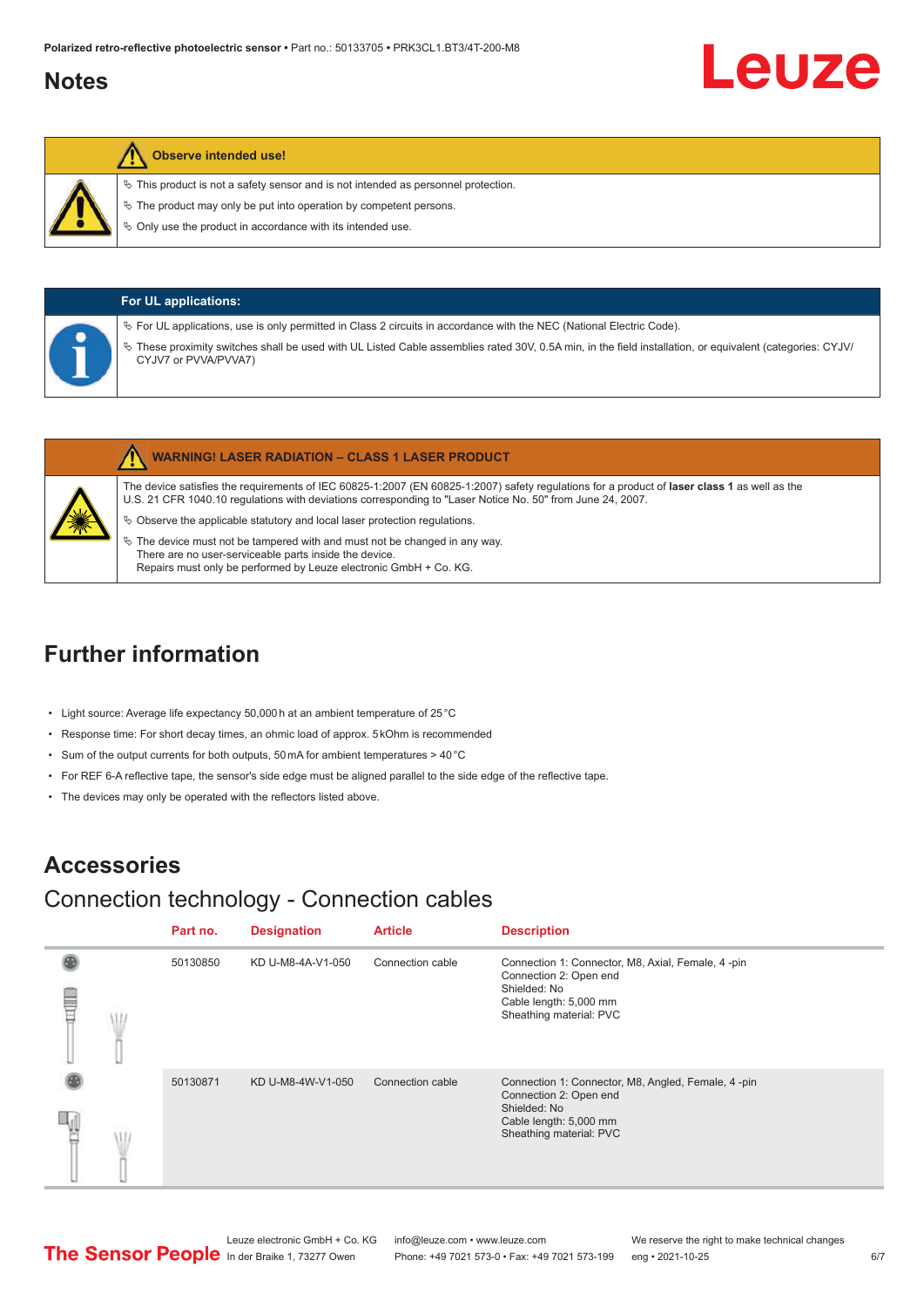## Notes

**Observe intended use!**

- ↳ This product is not a safety sensor and is not intended as personnel protection.
- ↳ The product may only be put into operation by competent persons.
- ↳ Only use the product in accordance with its intended use.

**For UL applications:**

- ↳ For UL applications, use is only permitted in Class 2 circuits in accordance with the NEC (National Electric Code).
- ↳ These proximity switches shall be used with UL Listed Cable assemblies rated 30V, 0.5A min, in the field installation, or equivalent (categories: CYJV/CYJV7 or PVVA/PVVA7)

**WARNING! LASER RADIATION – CLASS 1 LASER PRODUCT**

The device satisfies the requirements of IEC 60825-1:2007 (EN 60825-1:2007) safety regulations for a product of **laser class 1** as well as the U.S. 21 CFR 1040.10 regulations with deviations corresponding to "Laser Notice No. 50" from June 24, 2007.

- ↳ Observe the applicable statutory and local laser protection regulations.
- ↳ The device must not be tampered with and must not be changed in any way.
  There are no user-serviceable parts inside the device.
  Repairs must only be performed by Leuze electronic GmbH + Co. KG.

## Further information

- Light source: Average life expectancy 50,000 h at an ambient temperature of 25 °C
- Response time: For short decay times, an ohmic load of approx. 5 kOhm is recommended
- Sum of the output currents for both outputs, 50 mA for ambient temperatures > 40 °C
- For REF 6-A reflective tape, the sensor's side edge must be aligned parallel to the side edge of the reflective tape.
- The devices may only be operated with the reflectors listed above.

## Accessories

### Connection technology - Connection cables

| Part no. | Designation | Article | Description |
|---|---|---|---|
| 50130850 | KD U-M8-4A-V1-050 | Connection cable | Connection 1: Connector, M8, Axial, Female, 4 -pin<br>Connection 2: Open end<br>Shielded: No<br>Cable length: 5,000 mm<br>Sheathing material: PVC |
| 50130871 | KD U-M8-4W-V1-050 | Connection cable | Connection 1: Connector, M8, Angled, Female, 4 -pin<br>Connection 2: Open end<br>Shielded: No<br>Cable length: 5,000 mm<br>Sheathing material: PVC |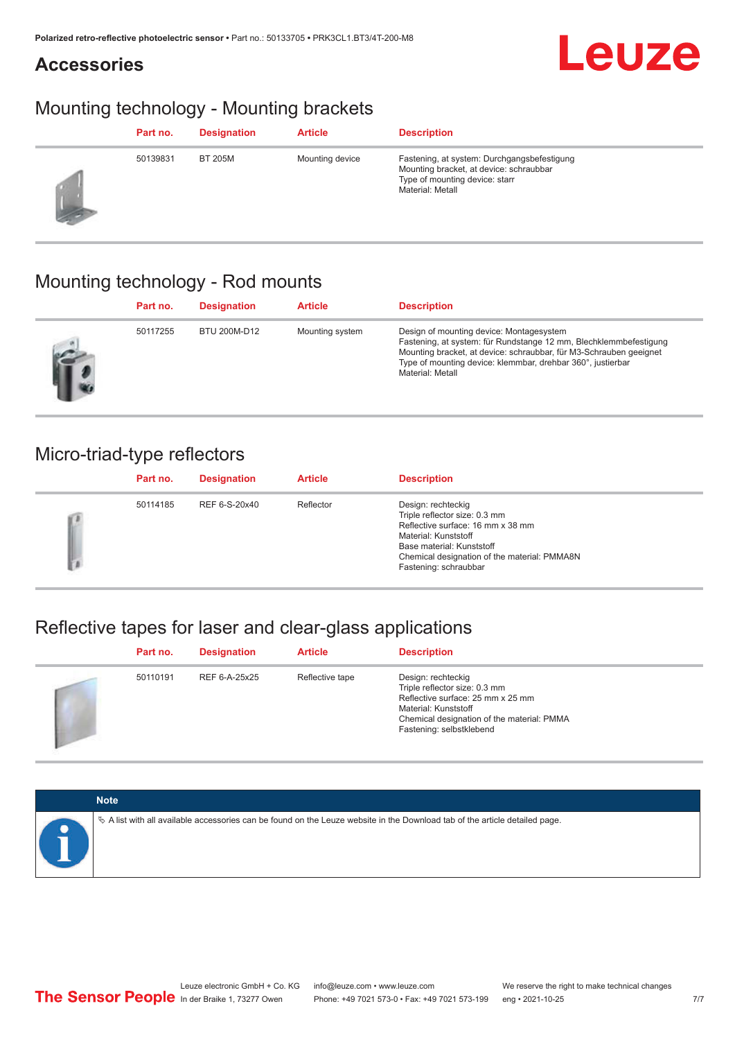## Accessories

### Mounting technology - Mounting brackets

| | Part no. | Designation | Article | Description |
|---|---|---|---|---|
| | 50139831 | BT 205M | Mounting device | Fastening, at system: Durchgangsbefestigung<br>Mounting bracket, at device: schraubbar<br>Type of mounting device: starr<br>Material: Metall |

### Mounting technology - Rod mounts

| | Part no. | Designation | Article | Description |
|---|---|---|---|---|
| | 50117255 | BTU 200M-D12 | Mounting system | Design of mounting device: Montagesystem<br>Fastening, at system: für Rundstange 12 mm, Blechklemmbefestigung<br>Mounting bracket, at device: schraubbar, für M3-Schrauben geeignet<br>Type of mounting device: klemmbar, drehbar 360°, justierbar<br>Material: Metall |

### Micro-triad-type reflectors

| | Part no. | Designation | Article | Description |
|---|---|---|---|---|
| | 50114185 | REF 6-S-20x40 | Reflector | Design: rechteckig<br>Triple reflector size: 0.3 mm<br>Reflective surface: 16 mm x 38 mm<br>Material: Kunststoff<br>Base material: Kunststoff<br>Chemical designation of the material: PMMA8N<br>Fastening: schraubbar |

### Reflective tapes for laser and clear-glass applications

| | Part no. | Designation | Article | Description |
|---|---|---|---|---|
| | 50110191 | REF 6-A-25x25 | Reflective tape | Design: rechteckig<br>Triple reflector size: 0.3 mm<br>Reflective surface: 25 mm x 25 mm<br>Material: Kunststoff<br>Chemical designation of the material: PMMA<br>Fastening: selbstklebend |

**Note**

↳ A list with all available accessories can be found on the Leuze website in the Download tab of the article detailed page.